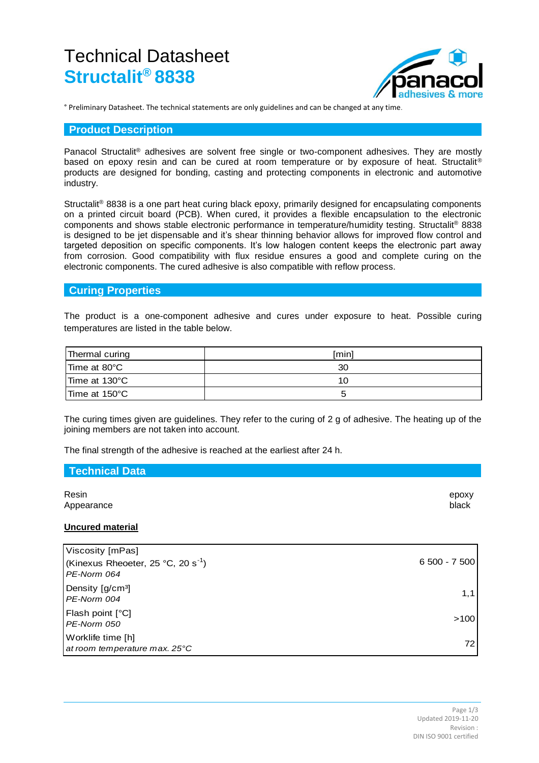# Technical Datasheet

## Structalit® 8838

° Preliminary Datasheet. The technical statements are only guidelines and can be changed at any time.

## Product Description

Panacol Structalit® adhesives are solvent free single or two-component adhesives. They are mostly based on epoxy resin and can be cured at room temperature or by exposure of heat. Structalit® products are designed for bonding, casting and protecting components in electronic and automotive industry.

Structalit® 8838 is a one part heat curing black epoxy, primarily designed for encapsulating components on a printed circuit board (PCB). When cured, it provides a flexible encapsulation to the electronic components and shows stable electronic performance in temperature/humidity testing. Structalit® 8838 is designed to be jet dispensable and it's shear thinning behavior allows for improved flow control and targeted deposition on specific components. It's low halogen content keeps the electronic part away from corrosion. Good compatibility with flux residue ensures a good and complete curing on the electronic components. The cured adhesive is also compatible with reflow process.

## Curing Properties

The product is a one-component adhesive and cures under exposure to heat. Possible curing temperatures are listed in the table below.

| Thermal curing | [min] |
|---|---|
| Time at 80°C | 30 |
| Time at 130°C | 10 |
| Time at 150°C | 5 |

The curing times given are guidelines. They refer to the curing of 2 g of adhesive. The heating up of the joining members are not taken into account.

The final strength of the adhesive is reached at the earliest after 24 h.

## Technical Data

| | |
|---|---|
| Resin | epoxy |
| Appearance | black |

**Uncured material**

| Property | Value |
|---|---|
| Viscosity [mPas] (Kinexus Rheoeter, 25 °C, 20 $s^{-1}$) *PE-Norm 064* | 6 500 - 7 500 |
| Density [g/cm³] *PE-Norm 004* | 1,1 |
| Flash point [°C] *PE-Norm 050* | >100 |
| Worklife time [h] *at room temperature max. 25°C* | 72 |

Updated 2019-11-20
Revision :
DIN ISO 9001 certified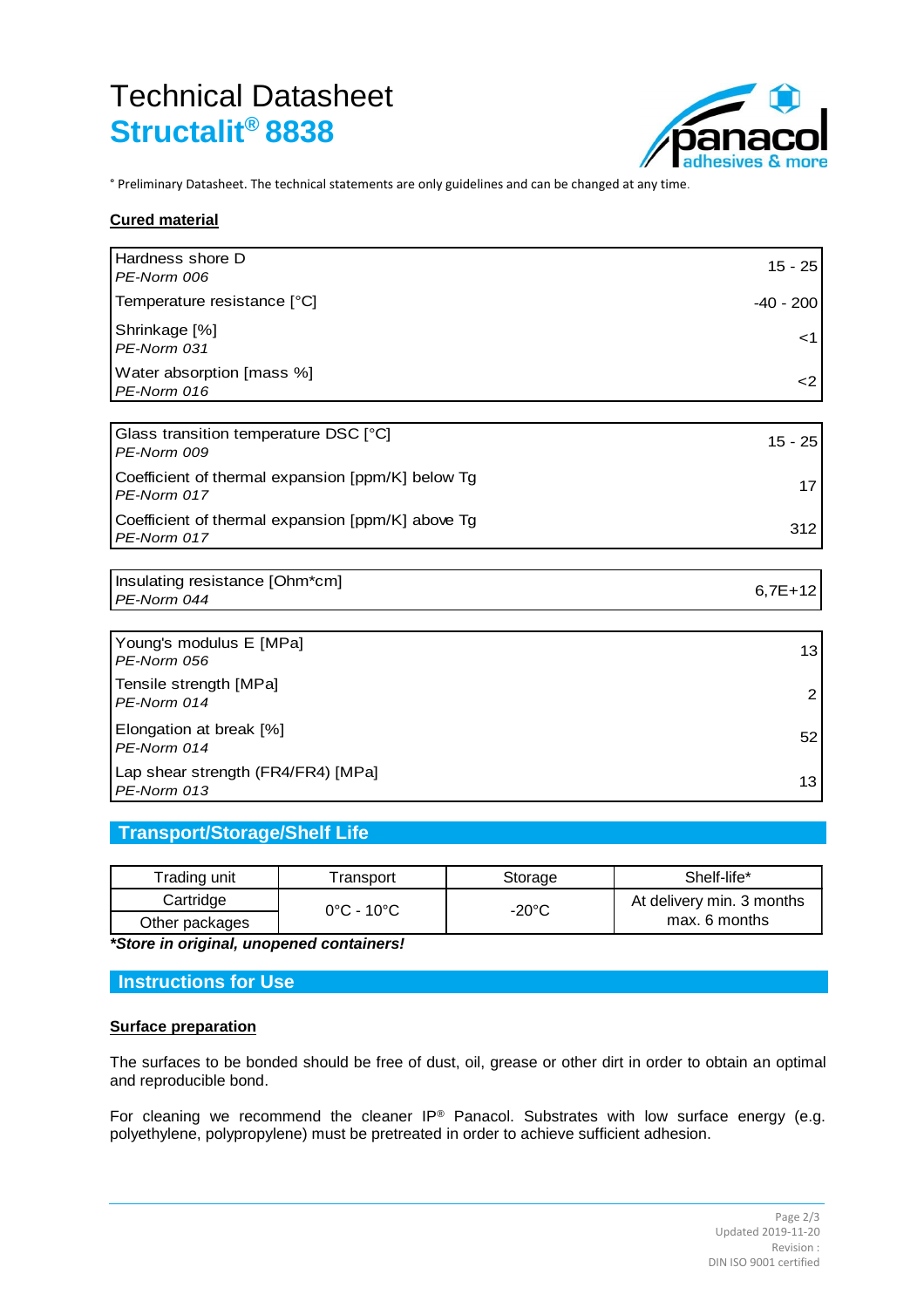# Technical Datasheet
## Structalit® 8838

° Preliminary Datasheet. The technical statements are only guidelines and can be changed at any time.

**Cured material**

| Property | Value |
|---|---|
| Hardness shore D<br>*PE-Norm 006* | 15 - 25 |
| Temperature resistance [°C] | -40 - 200 |
| Shrinkage [%]<br>*PE-Norm 031* | <1 |
| Water absorption [mass %]<br>*PE-Norm 016* | <2 |

| Property | Value |
|---|---|
| Glass transition temperature DSC [°C]<br>*PE-Norm 009* | 15 - 25 |
| Coefficient of thermal expansion [ppm/K] below Tg<br>*PE-Norm 017* | 17 |
| Coefficient of thermal expansion [ppm/K] above Tg<br>*PE-Norm 017* | 312 |

| Property | Value |
|---|---|
| Insulating resistance [Ohm*cm]<br>*PE-Norm 044* | 6,7E+12 |

| Property | Value |
|---|---|
| Young's modulus E [MPa]<br>*PE-Norm 056* | 13 |
| Tensile strength [MPa]<br>*PE-Norm 014* | 2 |
| Elongation at break [%]<br>*PE-Norm 014* | 52 |
| Lap shear strength (FR4/FR4) [MPa]<br>*PE-Norm 013* | 13 |

## Transport/Storage/Shelf Life

| Trading unit | Transport | Storage | Shelf-life* |
|---|---|---|---|
| Cartridge | 0°C - 10°C | -20°C | At delivery min. 3 months<br>max. 6 months |
| Other packages | | | |

***Store in original, unopened containers!***

## Instructions for Use

**Surface preparation**

The surfaces to be bonded should be free of dust, oil, grease or other dirt in order to obtain an optimal and reproducible bond.

For cleaning we recommend the cleaner IP® Panacol. Substrates with low surface energy (e.g. polyethylene, polypropylene) must be pretreated in order to achieve sufficient adhesion.

Updated 2019-11-20
Revision :
DIN ISO 9001 certified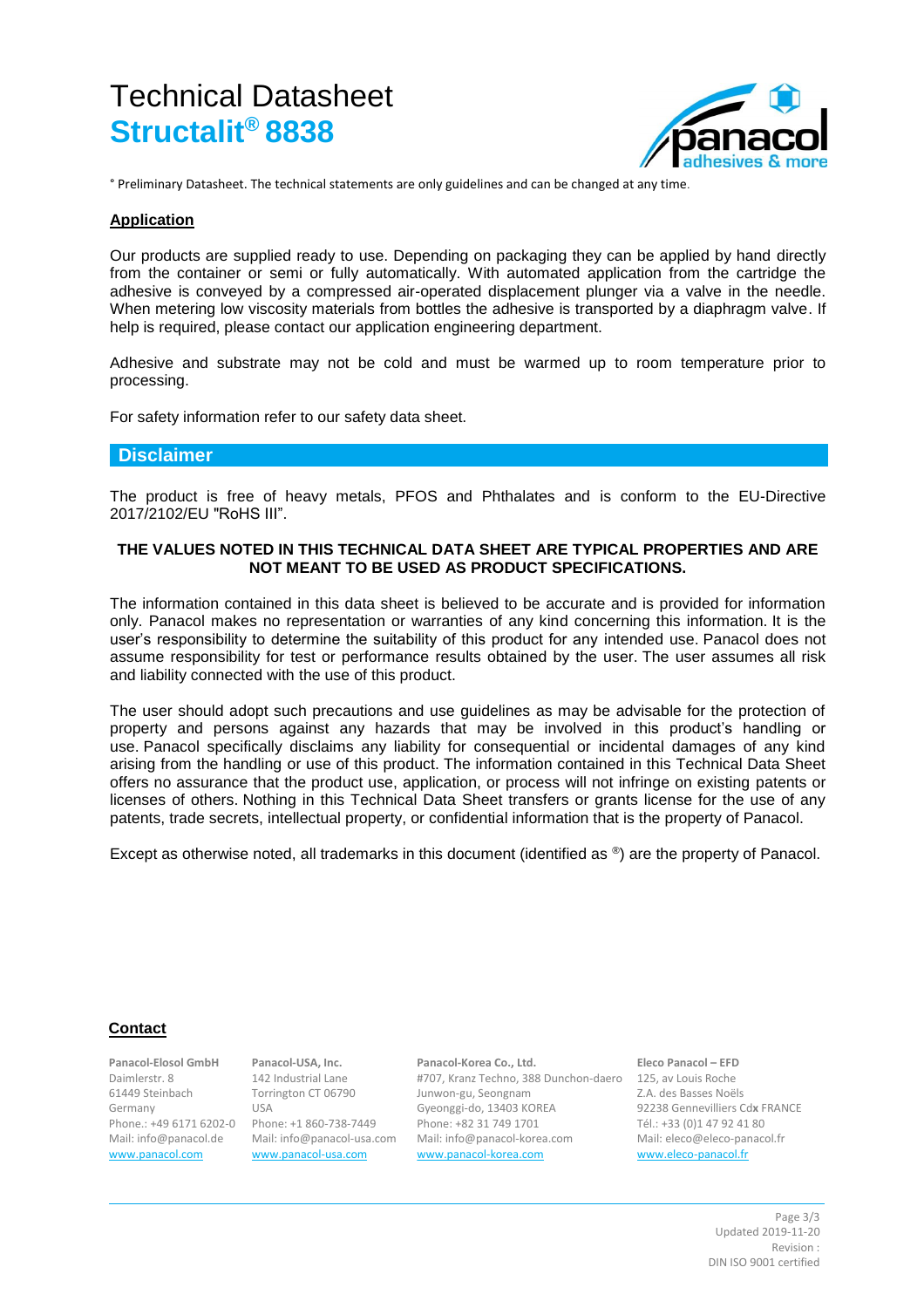# Technical Datasheet

## Structalit® 8838

° Preliminary Datasheet. The technical statements are only guidelines and can be changed at any time.

**Application**

Our products are supplied ready to use. Depending on packaging they can be applied by hand directly from the container or semi or fully automatically. With automated application from the cartridge the adhesive is conveyed by a compressed air-operated displacement plunger via a valve in the needle. When metering low viscosity materials from bottles the adhesive is transported by a diaphragm valve. If help is required, please contact our application engineering department.

Adhesive and substrate may not be cold and must be warmed up to room temperature prior to processing.

For safety information refer to our safety data sheet.

## Disclaimer

The product is free of heavy metals, PFOS and Phthalates and is conform to the EU-Directive 2017/2102/EU "RoHS III".

**THE VALUES NOTED IN THIS TECHNICAL DATA SHEET ARE TYPICAL PROPERTIES AND ARE NOT MEANT TO BE USED AS PRODUCT SPECIFICATIONS.**

The information contained in this data sheet is believed to be accurate and is provided for information only. Panacol makes no representation or warranties of any kind concerning this information. It is the user's responsibility to determine the suitability of this product for any intended use. Panacol does not assume responsibility for test or performance results obtained by the user. The user assumes all risk and liability connected with the use of this product.

The user should adopt such precautions and use guidelines as may be advisable for the protection of property and persons against any hazards that may be involved in this product's handling or use. Panacol specifically disclaims any liability for consequential or incidental damages of any kind arising from the handling or use of this product. The information contained in this Technical Data Sheet offers no assurance that the product use, application, or process will not infringe on existing patents or licenses of others. Nothing in this Technical Data Sheet transfers or grants license for the use of any patents, trade secrets, intellectual property, or confidential information that is the property of Panacol.

Except as otherwise noted, all trademarks in this document (identified as ®) are the property of Panacol.

**Contact**

**Panacol-Elosol GmbH**
Daimlerstr. 8
61449 Steinbach
Germany
Phone.: +49 6171 6202-0
Mail: info@panacol.de
www.panacol.com

**Panacol-USA, Inc.**
142 Industrial Lane
Torrington CT 06790
USA
Phone: +1 860-738-7449
Mail: info@panacol-usa.com
www.panacol-usa.com

**Panacol-Korea Co., Ltd.**
#707, Kranz Techno, 388 Dunchon-daero
Junwon-gu, Seongnam
Gyeonggi-do, 13403 KOREA
Phone: +82 31 749 1701
Mail: info@panacol-korea.com
www.panacol-korea.com

**Eleco Panacol – EFD**
125, av Louis Roche
Z.A. des Basses Noëls
92238 Gennevilliers Cdx FRANCE
Tél.: +33 (0)1 47 92 41 80
Mail: eleco@eleco-panacol.fr
www.eleco-panacol.fr

Updated 2019-11-20
Revision :
DIN ISO 9001 certified